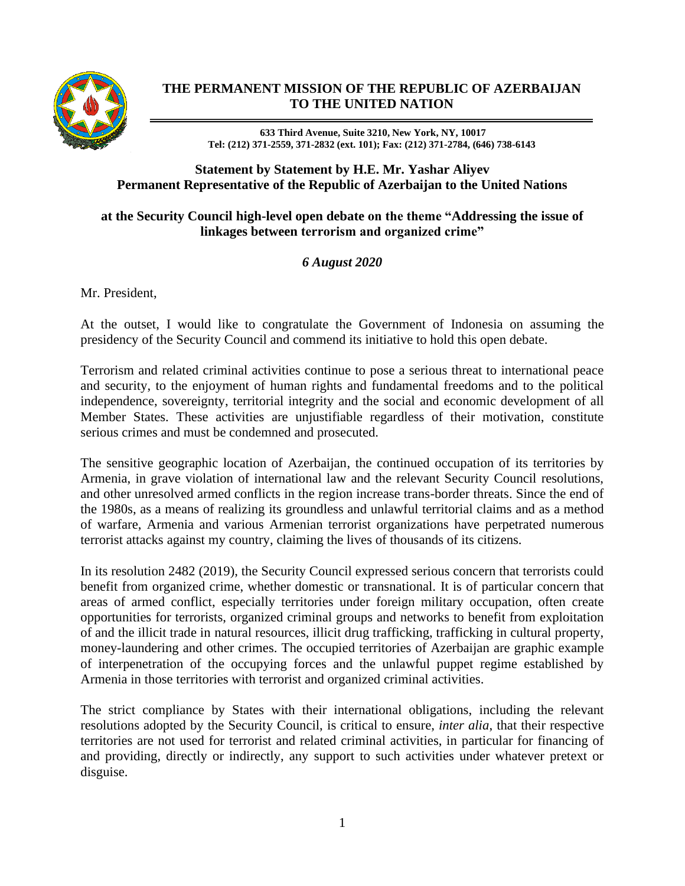# THE PERMANENT MISSION OF THE REPUBLIC OF AZERBAIJAN TO THE UNITED NATION

**633 Third Avenue, Suite 3210, New York, NY, 10017**
**Tel: (212) 371-2559, 371-2832 (ext. 101); Fax: (212) 371-2784, (646) 738-6143**

## Statement by Statement by H.E. Mr. Yashar Aliyev Permanent Representative of the Republic of Azerbaijan to the United Nations

## at the Security Council high-level open debate on the theme "Addressing the issue of linkages between terrorism and organized crime"

***6 August 2020***

Mr. President,

At the outset, I would like to congratulate the Government of Indonesia on assuming the presidency of the Security Council and commend its initiative to hold this open debate.

Terrorism and related criminal activities continue to pose a serious threat to international peace and security, to the enjoyment of human rights and fundamental freedoms and to the political independence, sovereignty, territorial integrity and the social and economic development of all Member States. These activities are unjustifiable regardless of their motivation, constitute serious crimes and must be condemned and prosecuted.

The sensitive geographic location of Azerbaijan, the continued occupation of its territories by Armenia, in grave violation of international law and the relevant Security Council resolutions, and other unresolved armed conflicts in the region increase trans-border threats. Since the end of the 1980s, as a means of realizing its groundless and unlawful territorial claims and as a method of warfare, Armenia and various Armenian terrorist organizations have perpetrated numerous terrorist attacks against my country, claiming the lives of thousands of its citizens.

In its resolution 2482 (2019), the Security Council expressed serious concern that terrorists could benefit from organized crime, whether domestic or transnational. It is of particular concern that areas of armed conflict, especially territories under foreign military occupation, often create opportunities for terrorists, organized criminal groups and networks to benefit from exploitation of and the illicit trade in natural resources, illicit drug trafficking, trafficking in cultural property, money-laundering and other crimes. The occupied territories of Azerbaijan are graphic example of interpenetration of the occupying forces and the unlawful puppet regime established by Armenia in those territories with terrorist and organized criminal activities.

The strict compliance by States with their international obligations, including the relevant resolutions adopted by the Security Council, is critical to ensure, *inter alia*, that their respective territories are not used for terrorist and related criminal activities, in particular for financing of and providing, directly or indirectly, any support to such activities under whatever pretext or disguise.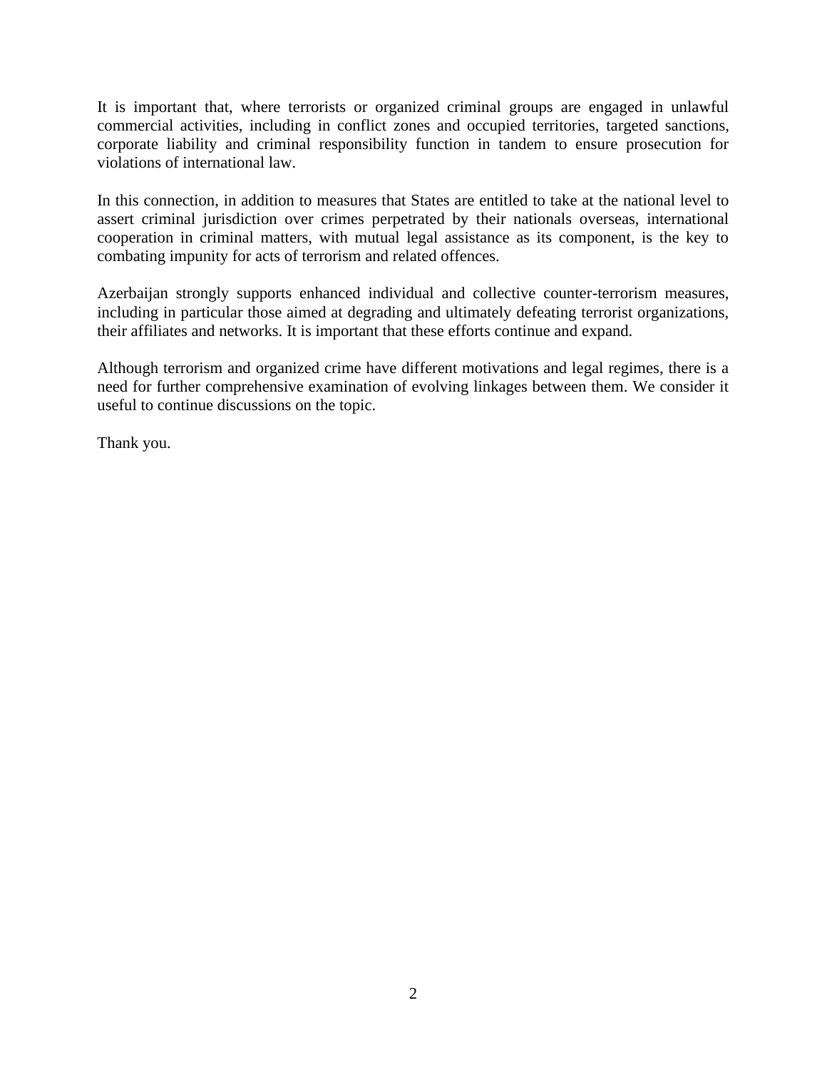It is important that, where terrorists or organized criminal groups are engaged in unlawful commercial activities, including in conflict zones and occupied territories, targeted sanctions, corporate liability and criminal responsibility function in tandem to ensure prosecution for violations of international law.

In this connection, in addition to measures that States are entitled to take at the national level to assert criminal jurisdiction over crimes perpetrated by their nationals overseas, international cooperation in criminal matters, with mutual legal assistance as its component, is the key to combating impunity for acts of terrorism and related offences.

Azerbaijan strongly supports enhanced individual and collective counter-terrorism measures, including in particular those aimed at degrading and ultimately defeating terrorist organizations, their affiliates and networks. It is important that these efforts continue and expand.

Although terrorism and organized crime have different motivations and legal regimes, there is a need for further comprehensive examination of evolving linkages between them. We consider it useful to continue discussions on the topic.

Thank you.